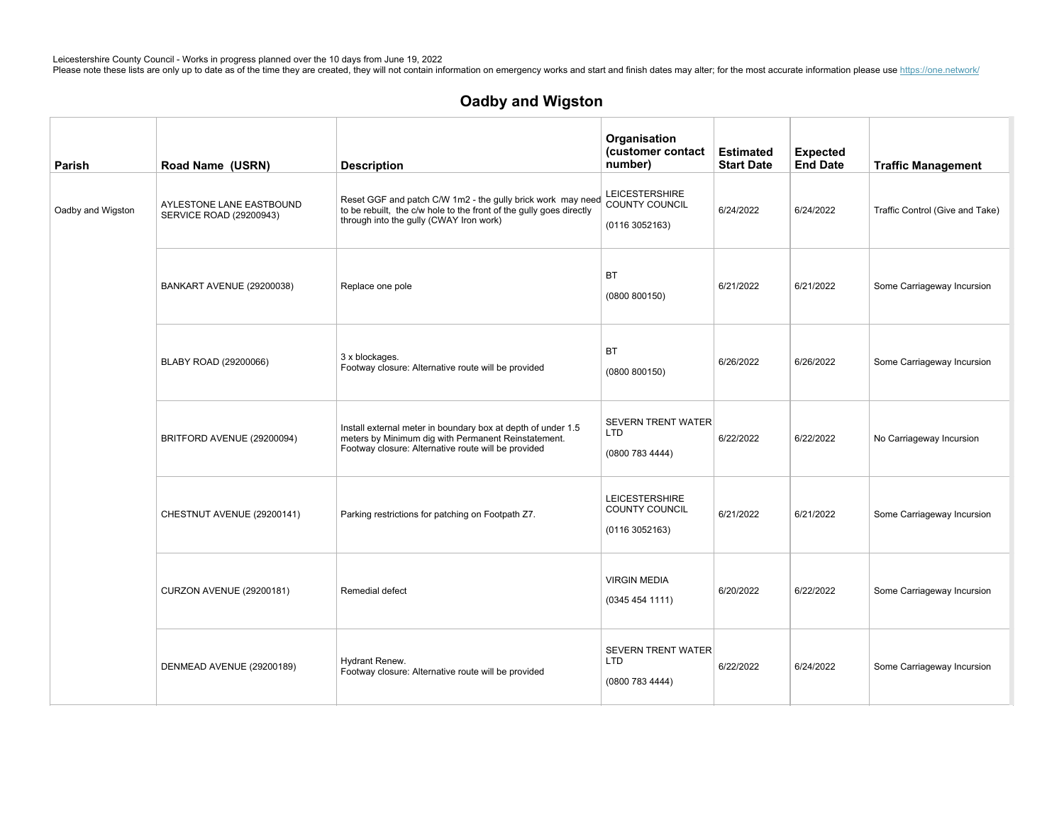Leicestershire County Council - Works in progress planned over the 10 days from June 19, 2022
Please note these lists are only up to date as of the time they are created, they will not contain information on emergency works and start and finish dates may alter; for the most accurate information please use https://one.network/

## Oadby and Wigston

| Parish | Road Name (USRN) | Description | Organisation (customer contact number) | Estimated Start Date | Expected End Date | Traffic Management |
|---|---|---|---|---|---|---|
| Oadby and Wigston | AYLESTONE LANE EASTBOUND SERVICE ROAD (29200943) | Reset GGF and patch C/W 1m2 - the gully brick work may need to be rebuilt, the c/w hole to the front of the gully goes directly through into the gully (CWAY Iron work) | LEICESTERSHIRE COUNTY COUNCIL (0116 3052163) | 6/24/2022 | 6/24/2022 | Traffic Control (Give and Take) |
| | BANKART AVENUE (29200038) | Replace one pole | BT (0800 800150) | 6/21/2022 | 6/21/2022 | Some Carriageway Incursion |
| | BLABY ROAD (29200066) | 3 x blockages. Footway closure: Alternative route will be provided | BT (0800 800150) | 6/26/2022 | 6/26/2022 | Some Carriageway Incursion |
| | BRITFORD AVENUE (29200094) | Install external meter in boundary box at depth of under 1.5 meters by Minimum dig with Permanent Reinstatement. Footway closure: Alternative route will be provided | SEVERN TRENT WATER LTD (0800 783 4444) | 6/22/2022 | 6/22/2022 | No Carriageway Incursion |
| | CHESTNUT AVENUE (29200141) | Parking restrictions for patching on Footpath Z7. | LEICESTERSHIRE COUNTY COUNCIL (0116 3052163) | 6/21/2022 | 6/21/2022 | Some Carriageway Incursion |
| | CURZON AVENUE (29200181) | Remedial defect | VIRGIN MEDIA (0345 454 1111) | 6/20/2022 | 6/22/2022 | Some Carriageway Incursion |
| | DENMEAD AVENUE (29200189) | Hydrant Renew. Footway closure: Alternative route will be provided | SEVERN TRENT WATER LTD (0800 783 4444) | 6/22/2022 | 6/24/2022 | Some Carriageway Incursion |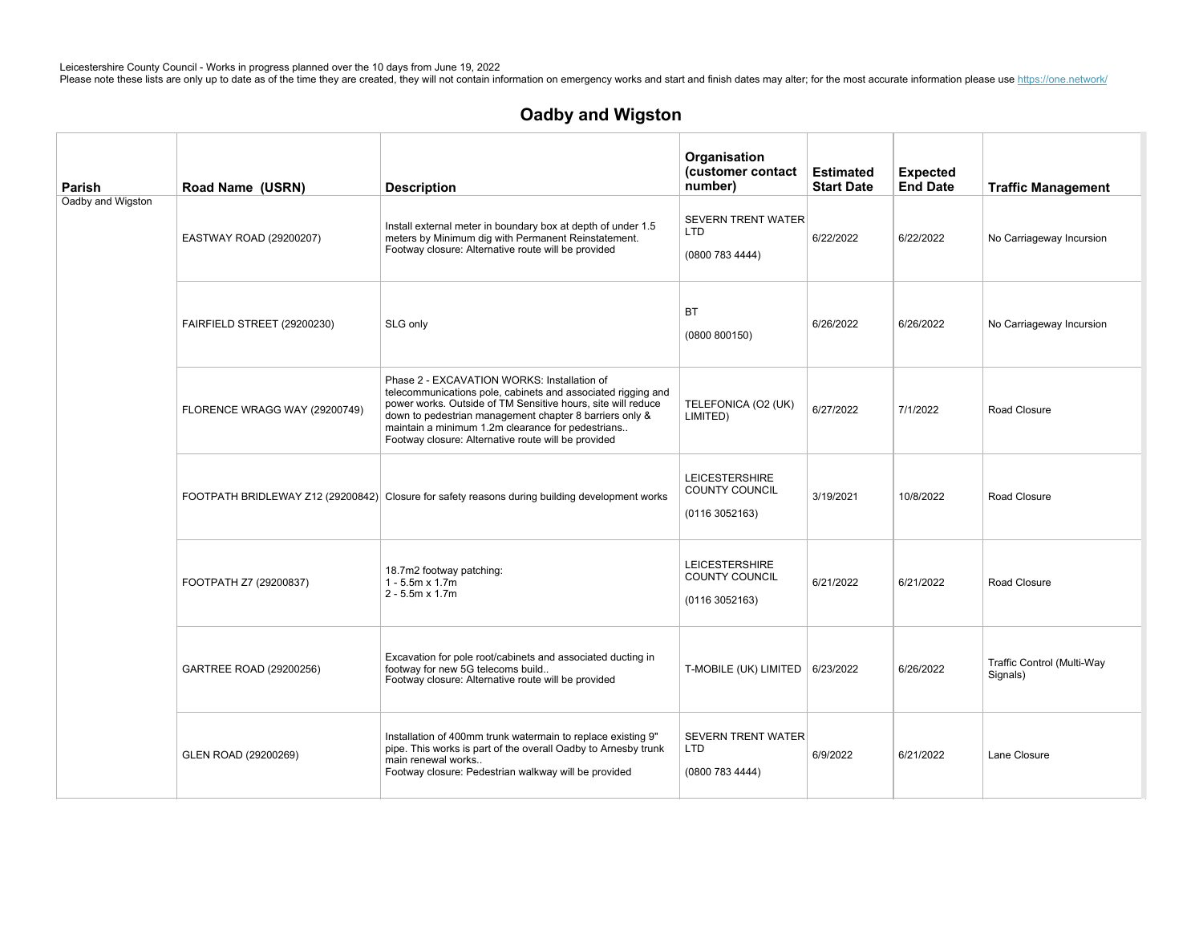Leicestershire County Council - Works in progress planned over the 10 days from June 19, 2022
Please note these lists are only up to date as of the time they are created, they will not contain information on emergency works and start and finish dates may alter; for the most accurate information please use https://one.network/

## Oadby and Wigston

| Parish | Road Name (USRN) | Description | Organisation (customer contact number) | Estimated Start Date | Expected End Date | Traffic Management |
|---|---|---|---|---|---|---|
| Oadby and Wigston | EASTWAY ROAD (29200207) | Install external meter in boundary box at depth of under 1.5 meters by Minimum dig with Permanent Reinstatement. Footway closure: Alternative route will be provided | SEVERN TRENT WATER LTD (0800 783 4444) | 6/22/2022 | 6/22/2022 | No Carriageway Incursion |
| | FAIRFIELD STREET (29200230) | SLG only | BT (0800 800150) | 6/26/2022 | 6/26/2022 | No Carriageway Incursion |
| | FLORENCE WRAGG WAY (29200749) | Phase 2 - EXCAVATION WORKS: Installation of telecommunications pole, cabinets and associated rigging and power works. Outside of TM Sensitive hours, site will reduce down to pedestrian management chapter 8 barriers only & maintain a minimum 1.2m clearance for pedestrians.. Footway closure: Alternative route will be provided | TELEFONICA (O2 (UK) LIMITED) | 6/27/2022 | 7/1/2022 | Road Closure |
| | FOOTPATH BRIDLEWAY Z12 (29200842) | Closure for safety reasons during building development works | LEICESTERSHIRE COUNTY COUNCIL (0116 3052163) | 3/19/2021 | 10/8/2022 | Road Closure |
| | FOOTPATH Z7 (29200837) | 18.7m2 footway patching: 1 - 5.5m x 1.7m 2 - 5.5m x 1.7m | LEICESTERSHIRE COUNTY COUNCIL (0116 3052163) | 6/21/2022 | 6/21/2022 | Road Closure |
| | GARTREE ROAD (29200256) | Excavation for pole root/cabinets and associated ducting in footway for new 5G telecoms build.. Footway closure: Alternative route will be provided | T-MOBILE (UK) LIMITED | 6/23/2022 | 6/26/2022 | Traffic Control (Multi-Way Signals) |
| | GLEN ROAD (29200269) | Installation of 400mm trunk watermain to replace existing 9" pipe. This works is part of the overall Oadby to Arnesby trunk main renewal works.. Footway closure: Pedestrian walkway will be provided | SEVERN TRENT WATER LTD (0800 783 4444) | 6/9/2022 | 6/21/2022 | Lane Closure |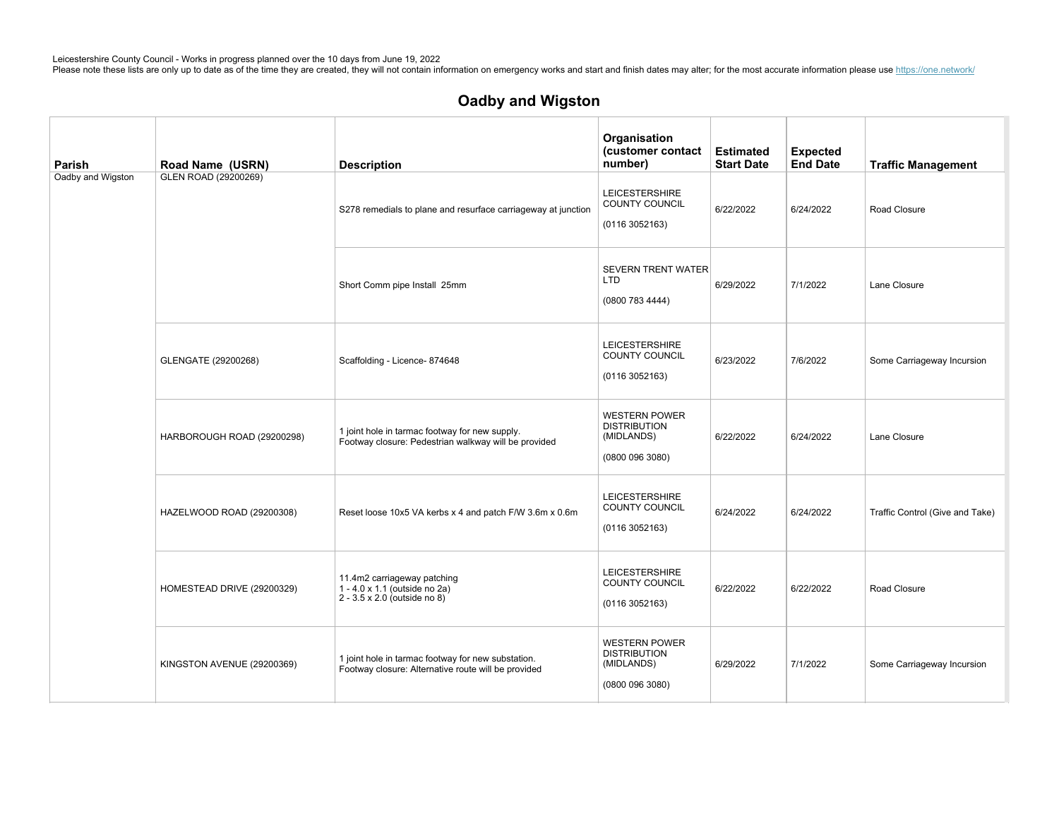Leicestershire County Council - Works in progress planned over the 10 days from June 19, 2022
Please note these lists are only up to date as of the time they are created, they will not contain information on emergency works and start and finish dates may alter; for the most accurate information please use https://one.network/

## Oadby and Wigston

| Parish | Road Name (USRN) | Description | Organisation (customer contact number) | Estimated Start Date | Expected End Date | Traffic Management |
|---|---|---|---|---|---|---|
| Oadby and Wigston | GLEN ROAD (29200269) | S278 remedials to plane and resurface carriageway at junction | LEICESTERSHIRE COUNTY COUNCIL (0116 3052163) | 6/22/2022 | 6/24/2022 | Road Closure |
| | | Short Comm pipe Install 25mm | SEVERN TRENT WATER LTD (0800 783 4444) | 6/29/2022 | 7/1/2022 | Lane Closure |
| | GLENGATE (29200268) | Scaffolding - Licence- 874648 | LEICESTERSHIRE COUNTY COUNCIL (0116 3052163) | 6/23/2022 | 7/6/2022 | Some Carriageway Incursion |
| | HARBOROUGH ROAD (29200298) | 1 joint hole in tarmac footway for new supply. Footway closure: Pedestrian walkway will be provided | WESTERN POWER DISTRIBUTION (MIDLANDS) (0800 096 3080) | 6/22/2022 | 6/24/2022 | Lane Closure |
| | HAZELWOOD ROAD (29200308) | Reset loose 10x5 VA kerbs x 4 and patch F/W 3.6m x 0.6m | LEICESTERSHIRE COUNTY COUNCIL (0116 3052163) | 6/24/2022 | 6/24/2022 | Traffic Control (Give and Take) |
| | HOMESTEAD DRIVE (29200329) | 11.4m2 carriageway patching 1 - 4.0 x 1.1 (outside no 2a) 2 - 3.5 x 2.0 (outside no 8) | LEICESTERSHIRE COUNTY COUNCIL (0116 3052163) | 6/22/2022 | 6/22/2022 | Road Closure |
| | KINGSTON AVENUE (29200369) | 1 joint hole in tarmac footway for new substation. Footway closure: Alternative route will be provided | WESTERN POWER DISTRIBUTION (MIDLANDS) (0800 096 3080) | 6/29/2022 | 7/1/2022 | Some Carriageway Incursion |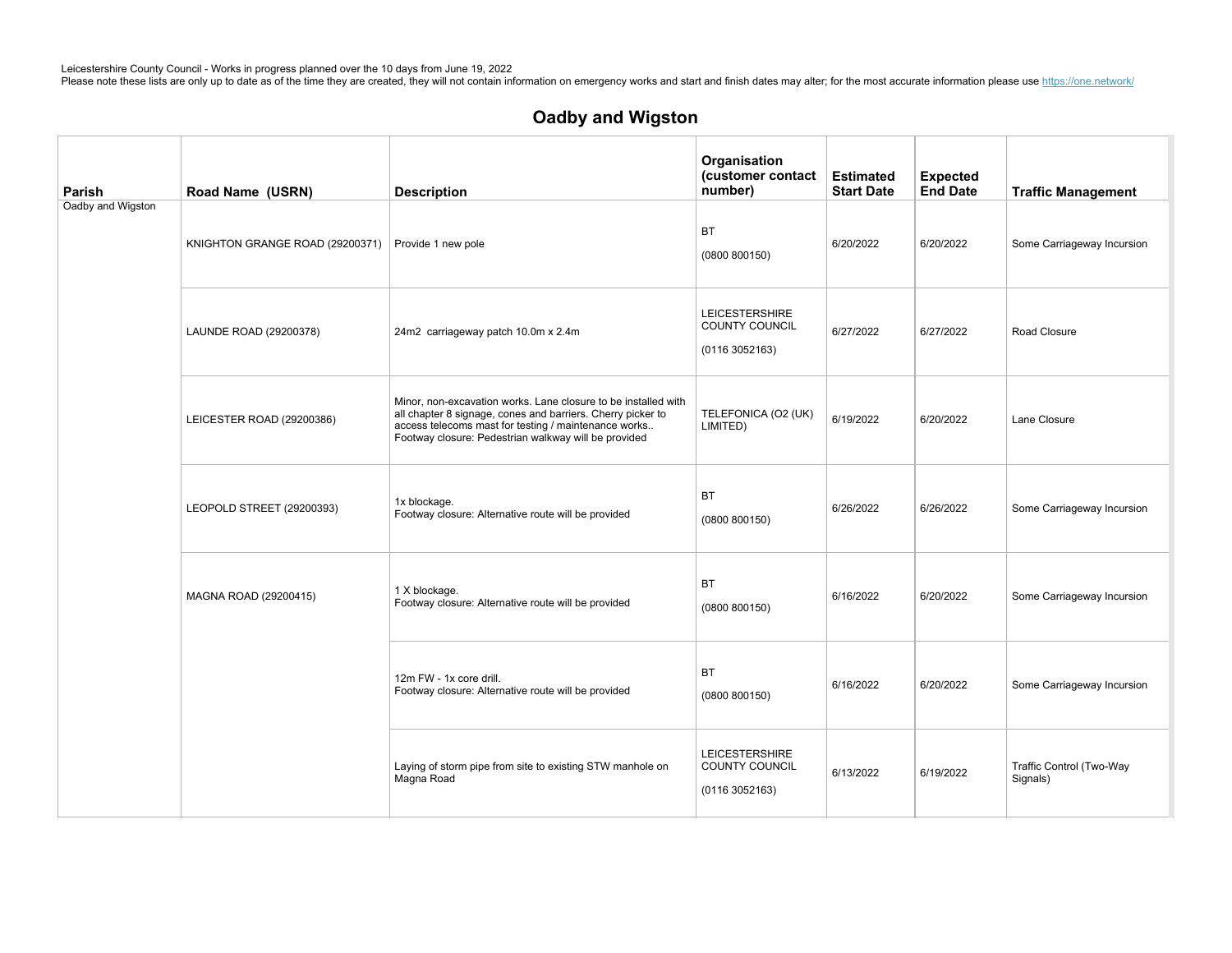Leicestershire County Council - Works in progress planned over the 10 days from June 19, 2022
Please note these lists are only up to date as of the time they are created, they will not contain information on emergency works and start and finish dates may alter; for the most accurate information please use https://one.network/

## Oadby and Wigston

| Parish | Road Name (USRN) | Description | Organisation (customer contact number) | Estimated Start Date | Expected End Date | Traffic Management |
|---|---|---|---|---|---|---|
| Oadby and Wigston | KNIGHTON GRANGE ROAD (29200371) | Provide 1 new pole | BT (0800 800150) | 6/20/2022 | 6/20/2022 | Some Carriageway Incursion |
| | LAUNDE ROAD (29200378) | 24m2 carriageway patch 10.0m x 2.4m | LEICESTERSHIRE COUNTY COUNCIL (0116 3052163) | 6/27/2022 | 6/27/2022 | Road Closure |
| | LEICESTER ROAD (29200386) | Minor, non-excavation works. Lane closure to be installed with all chapter 8 signage, cones and barriers. Cherry picker to access telecoms mast for testing / maintenance works.. Footway closure: Pedestrian walkway will be provided | TELEFONICA (O2 (UK) LIMITED) | 6/19/2022 | 6/20/2022 | Lane Closure |
| | LEOPOLD STREET (29200393) | 1x blockage. Footway closure: Alternative route will be provided | BT (0800 800150) | 6/26/2022 | 6/26/2022 | Some Carriageway Incursion |
| | MAGNA ROAD (29200415) | 1 X blockage. Footway closure: Alternative route will be provided | BT (0800 800150) | 6/16/2022 | 6/20/2022 | Some Carriageway Incursion |
| | | 12m FW - 1x core drill. Footway closure: Alternative route will be provided | BT (0800 800150) | 6/16/2022 | 6/20/2022 | Some Carriageway Incursion |
| | | Laying of storm pipe from site to existing STW manhole on Magna Road | LEICESTERSHIRE COUNTY COUNCIL (0116 3052163) | 6/13/2022 | 6/19/2022 | Traffic Control (Two-Way Signals) |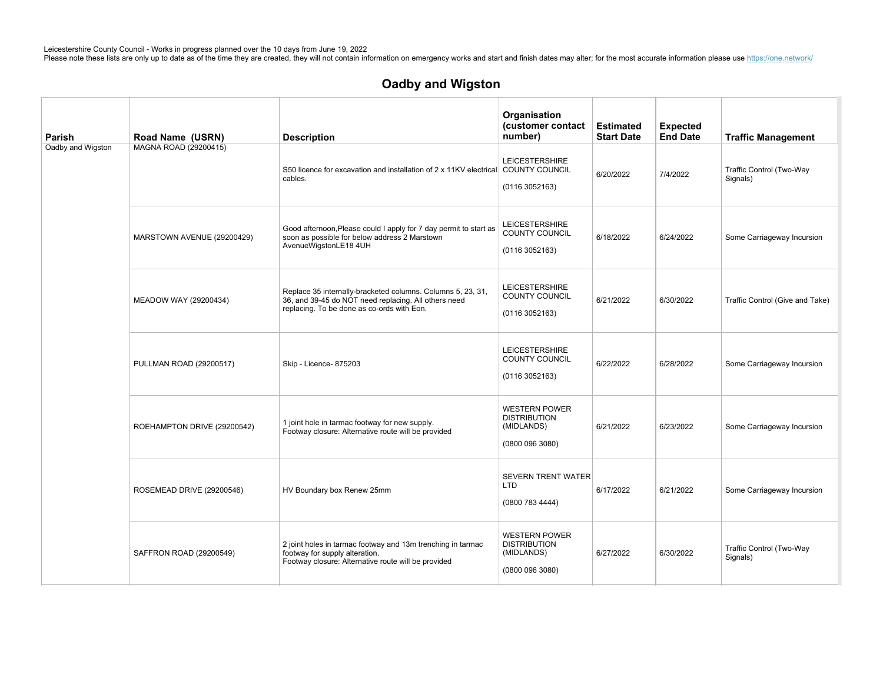Leicestershire County Council - Works in progress planned over the 10 days from June 19, 2022
Please note these lists are only up to date as of the time they are created, they will not contain information on emergency works and start and finish dates may alter; for the most accurate information please use https://one.network/

## Oadby and Wigston

| Parish | Road Name (USRN) | Description | Organisation (customer contact number) | Estimated Start Date | Expected End Date | Traffic Management |
|---|---|---|---|---|---|---|
| Oadby and Wigston | MAGNA ROAD (29200415) | S50 licence for excavation and installation of 2 x 11KV electrical cables. | LEICESTERSHIRE COUNTY COUNCIL (0116 3052163) | 6/20/2022 | 7/4/2022 | Traffic Control (Two-Way Signals) |
| | MARSTOWN AVENUE (29200429) | Good afternoon,Please could I apply for 7 day permit to start as soon as possible for below address 2 Marstown AvenueWigstonLE18 4UH | LEICESTERSHIRE COUNTY COUNCIL (0116 3052163) | 6/18/2022 | 6/24/2022 | Some Carriageway Incursion |
| | MEADOW WAY (29200434) | Replace 35 internally-bracketed columns. Columns 5, 23, 31, 36, and 39-45 do NOT need replacing. All others need replacing. To be done as co-ords with Eon. | LEICESTERSHIRE COUNTY COUNCIL (0116 3052163) | 6/21/2022 | 6/30/2022 | Traffic Control (Give and Take) |
| | PULLMAN ROAD (29200517) | Skip - Licence- 875203 | LEICESTERSHIRE COUNTY COUNCIL (0116 3052163) | 6/22/2022 | 6/28/2022 | Some Carriageway Incursion |
| | ROEHAMPTON DRIVE (29200542) | 1 joint hole in tarmac footway for new supply. Footway closure: Alternative route will be provided | WESTERN POWER DISTRIBUTION (MIDLANDS) (0800 096 3080) | 6/21/2022 | 6/23/2022 | Some Carriageway Incursion |
| | ROSEMEAD DRIVE (29200546) | HV Boundary box Renew 25mm | SEVERN TRENT WATER LTD (0800 783 4444) | 6/17/2022 | 6/21/2022 | Some Carriageway Incursion |
| | SAFFRON ROAD (29200549) | 2 joint holes in tarmac footway and 13m trenching in tarmac footway for supply alteration. Footway closure: Alternative route will be provided | WESTERN POWER DISTRIBUTION (MIDLANDS) (0800 096 3080) | 6/27/2022 | 6/30/2022 | Traffic Control (Two-Way Signals) |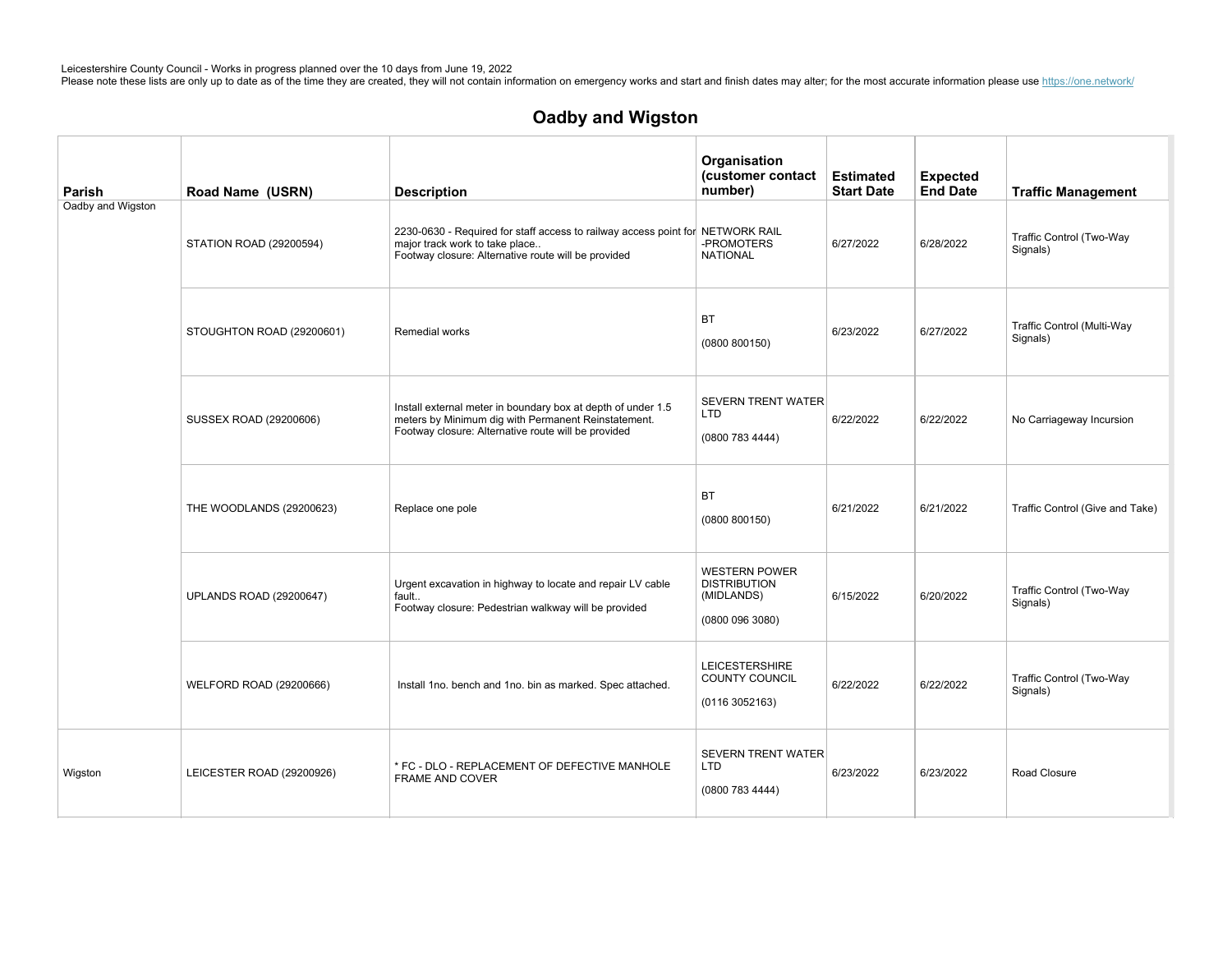Leicestershire County Council - Works in progress planned over the 10 days from June 19, 2022
Please note these lists are only up to date as of the time they are created, they will not contain information on emergency works and start and finish dates may alter; for the most accurate information please use https://one.network/

## Oadby and Wigston

| Parish | Road Name (USRN) | Description | Organisation (customer contact number) | Estimated Start Date | Expected End Date | Traffic Management |
|---|---|---|---|---|---|---|
| Oadby and Wigston | STATION ROAD (29200594) | 2230-0630 - Required for staff access to railway access point for major track work to take place.. Footway closure: Alternative route will be provided | NETWORK RAIL -PROMOTERS NATIONAL | 6/27/2022 | 6/28/2022 | Traffic Control (Two-Way Signals) |
| | STOUGHTON ROAD (29200601) | Remedial works | BT (0800 800150) | 6/23/2022 | 6/27/2022 | Traffic Control (Multi-Way Signals) |
| | SUSSEX ROAD (29200606) | Install external meter in boundary box at depth of under 1.5 meters by Minimum dig with Permanent Reinstatement. Footway closure: Alternative route will be provided | SEVERN TRENT WATER LTD (0800 783 4444) | 6/22/2022 | 6/22/2022 | No Carriageway Incursion |
| | THE WOODLANDS (29200623) | Replace one pole | BT (0800 800150) | 6/21/2022 | 6/21/2022 | Traffic Control (Give and Take) |
| | UPLANDS ROAD (29200647) | Urgent excavation in highway to locate and repair LV cable fault.. Footway closure: Pedestrian walkway will be provided | WESTERN POWER DISTRIBUTION (MIDLANDS) (0800 096 3080) | 6/15/2022 | 6/20/2022 | Traffic Control (Two-Way Signals) |
| | WELFORD ROAD (29200666) | Install 1no. bench and 1no. bin as marked. Spec attached. | LEICESTERSHIRE COUNTY COUNCIL (0116 3052163) | 6/22/2022 | 6/22/2022 | Traffic Control (Two-Way Signals) |
| Wigston | LEICESTER ROAD (29200926) | * FC - DLO - REPLACEMENT OF DEFECTIVE MANHOLE FRAME AND COVER | SEVERN TRENT WATER LTD (0800 783 4444) | 6/23/2022 | 6/23/2022 | Road Closure |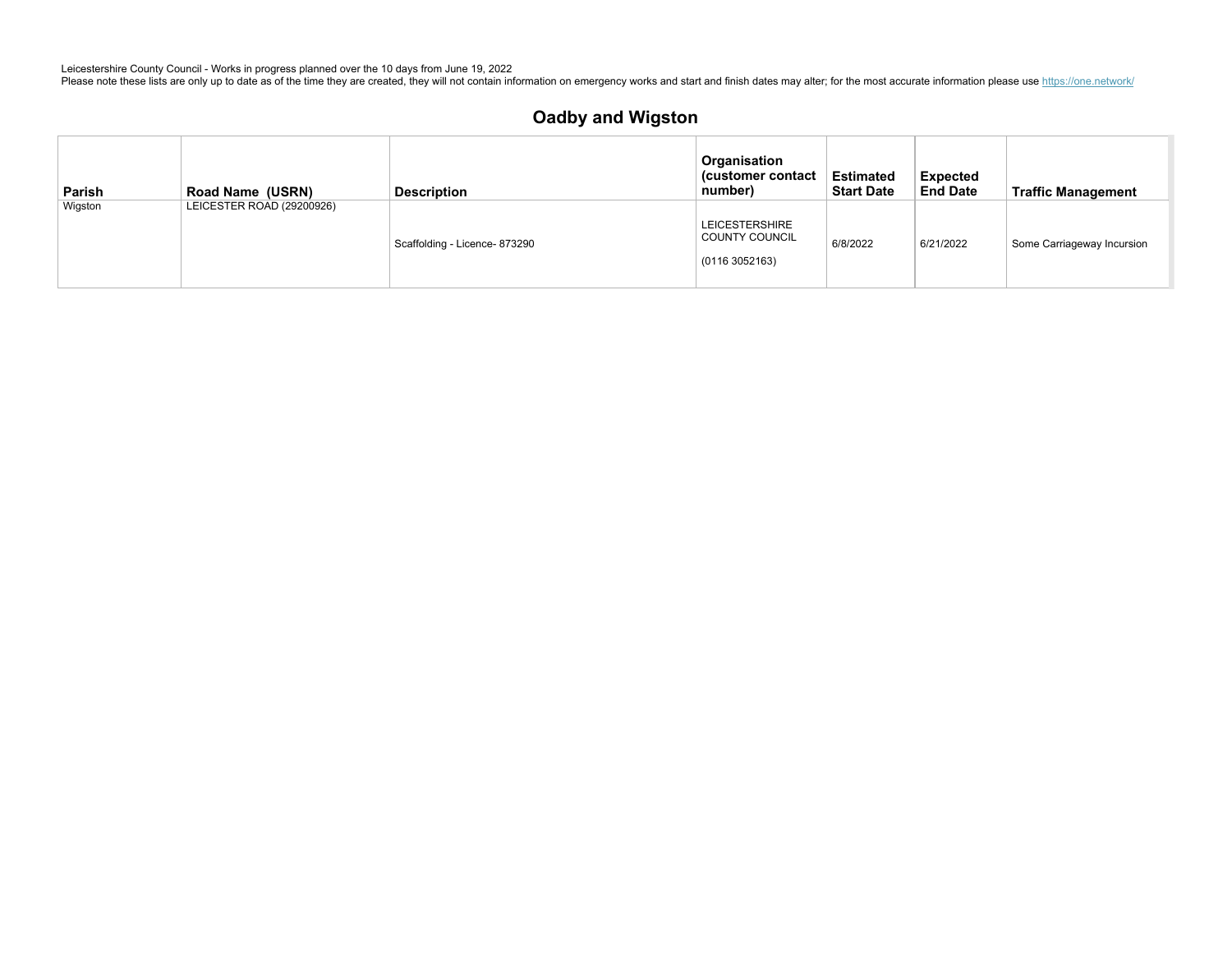Leicestershire County Council - Works in progress planned over the 10 days from June 19, 2022
Please note these lists are only up to date as of the time they are created, they will not contain information on emergency works and start and finish dates may alter; for the most accurate information please use https://one.network/

## Oadby and Wigston

| Parish | Road Name (USRN) | Description | Organisation (customer contact number) | Estimated Start Date | Expected End Date | Traffic Management |
|---|---|---|---|---|---|---|
| Wigston | LEICESTER ROAD (29200926) | Scaffolding - Licence- 873290 | LEICESTERSHIRE COUNTY COUNCIL (0116 3052163) | 6/8/2022 | 6/21/2022 | Some Carriageway Incursion |